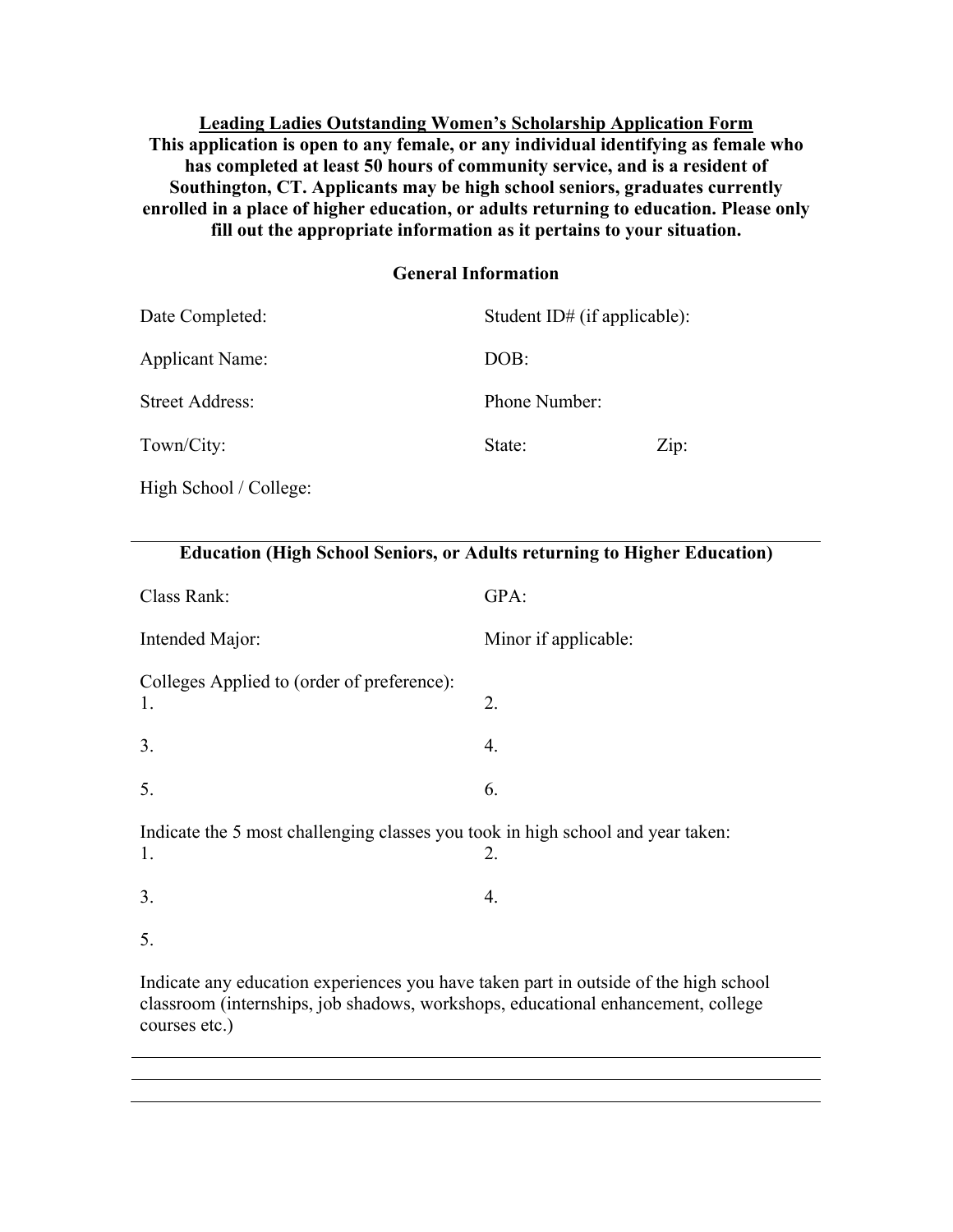**Leading Ladies Outstanding Women's Scholarship Application Form**

**This application is open to any female, or any individual identifying as female who has completed at least 50 hours of community service, and is a resident of Southington, CT. Applicants may be high school seniors, graduates currently enrolled in a place of higher education, or adults returning to education. Please only fill out the appropriate information as it pertains to your situation.**

**General Information**

Date Completed:

Student ID# (if applicable):

Applicant Name:

DOB:

Street Address:

Phone Number:

Town/City:

State:

Zip:

High School / College:

---

**Education (High School Seniors, or Adults returning to Higher Education)**

Class Rank:

GPA:

Intended Major:

Minor if applicable:

Colleges Applied to (order of preference):

1.

2.

3.

4.

5.

6.

Indicate the 5 most challenging classes you took in high school and year taken:

1.

2.

3.

4.

5.

Indicate any education experiences you have taken part in outside of the high school classroom (internships, job shadows, workshops, educational enhancement, college courses etc.)

---

---

---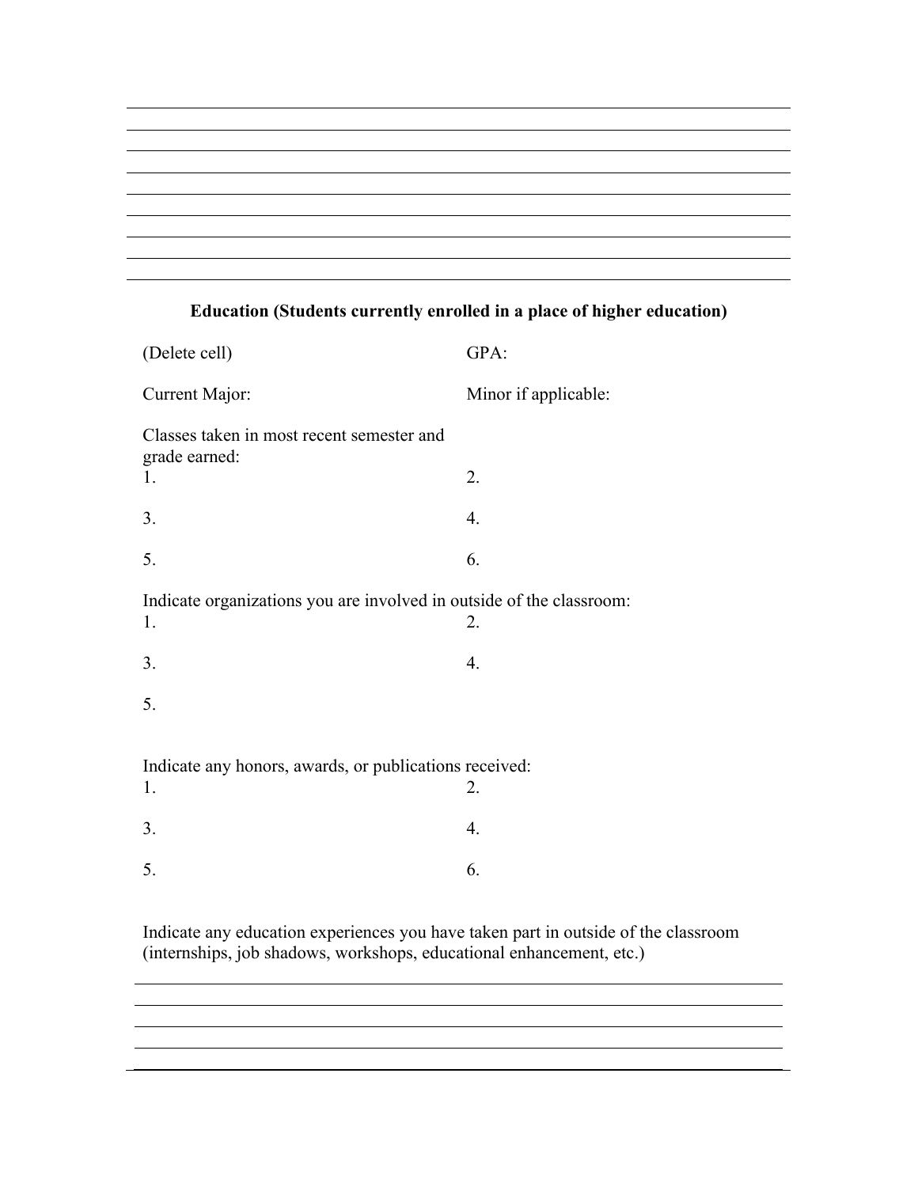---

---

---

---

---

---

---

---

---

### **Education (Students currently enrolled in a place of higher education)**

| (Delete cell) | GPA: |
|---|---|
| Current Major: | Minor if applicable: |

Classes taken in most recent semester and grade earned:

| | |
|---|---|
| 1. | 2. |
| 3. | 4. |
| 5. | 6. |

Indicate organizations you are involved in outside of the classroom:

| | |
|---|---|
| 1. | 2. |
| 3. | 4. |
| 5. | |

Indicate any honors, awards, or publications received:

| | |
|---|---|
| 1. | 2. |
| 3. | 4. |
| 5. | 6. |

Indicate any education experiences you have taken part in outside of the classroom (internships, job shadows, workshops, educational enhancement, etc.)

---

---

---

---

---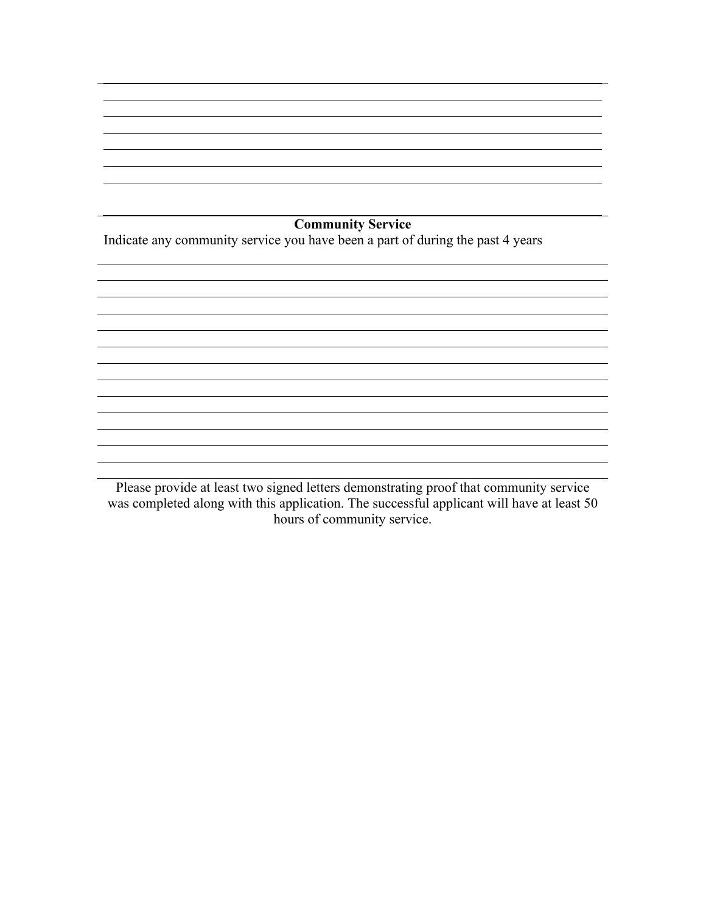## Community Service

Indicate any community service you have been a part of during the past 4 years

Please provide at least two signed letters demonstrating proof that community service was completed along with this application. The successful applicant will have at least 50 hours of community service.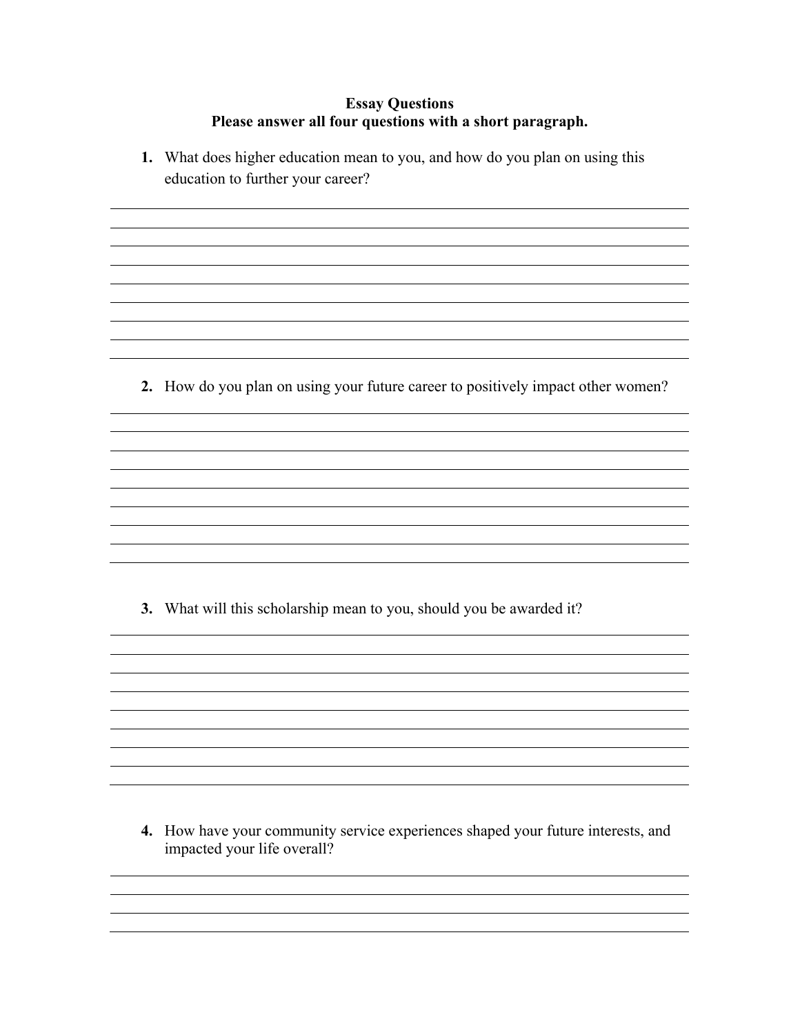**Essay Questions**

**Please answer all four questions with a short paragraph.**

1. What does higher education mean to you, and how do you plan on using this education to further your career?

2. How do you plan on using your future career to positively impact other women?

3. What will this scholarship mean to you, should you be awarded it?

4. How have your community service experiences shaped your future interests, and impacted your life overall?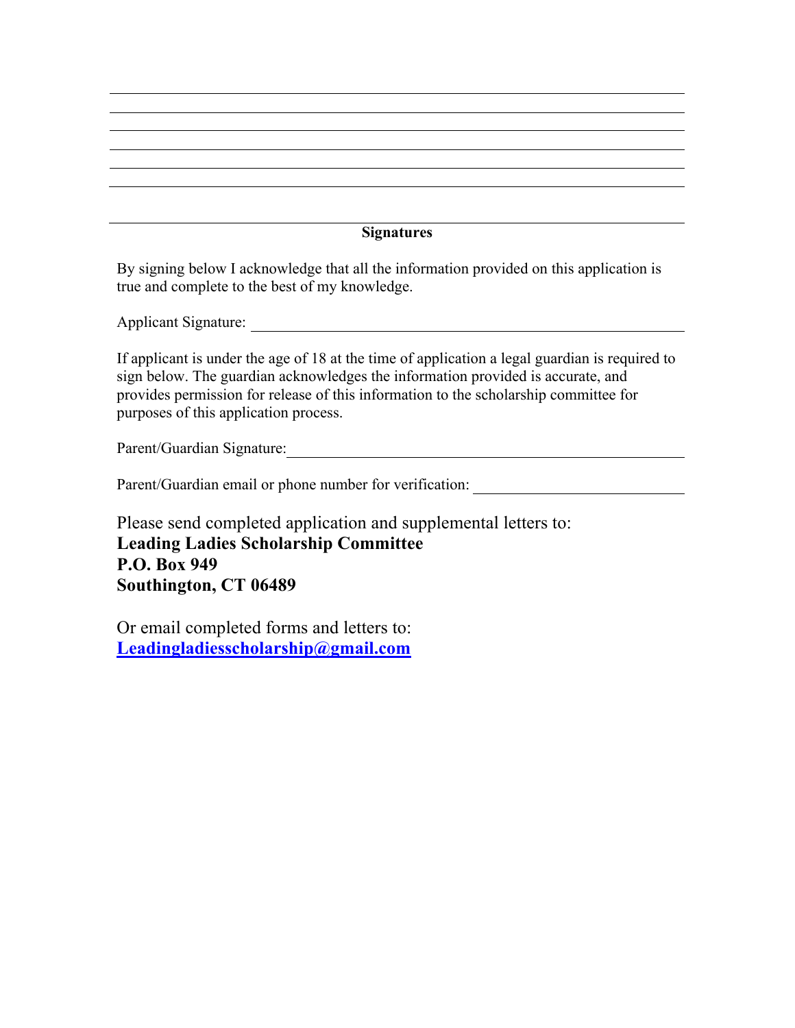## Signatures

By signing below I acknowledge that all the information provided on this application is true and complete to the best of my knowledge.

Applicant Signature: ______________________________________________

If applicant is under the age of 18 at the time of application a legal guardian is required to sign below. The guardian acknowledges the information provided is accurate, and provides permission for release of this information to the scholarship committee for purposes of this application process.

Parent/Guardian Signature: ______________________________________________

Parent/Guardian email or phone number for verification: ______________________

Please send completed application and supplemental letters to:
**Leading Ladies Scholarship Committee**
**P.O. Box 949**
**Southington, CT 06489**

Or email completed forms and letters to:
**Leadingladiesscholarship@gmail.com**